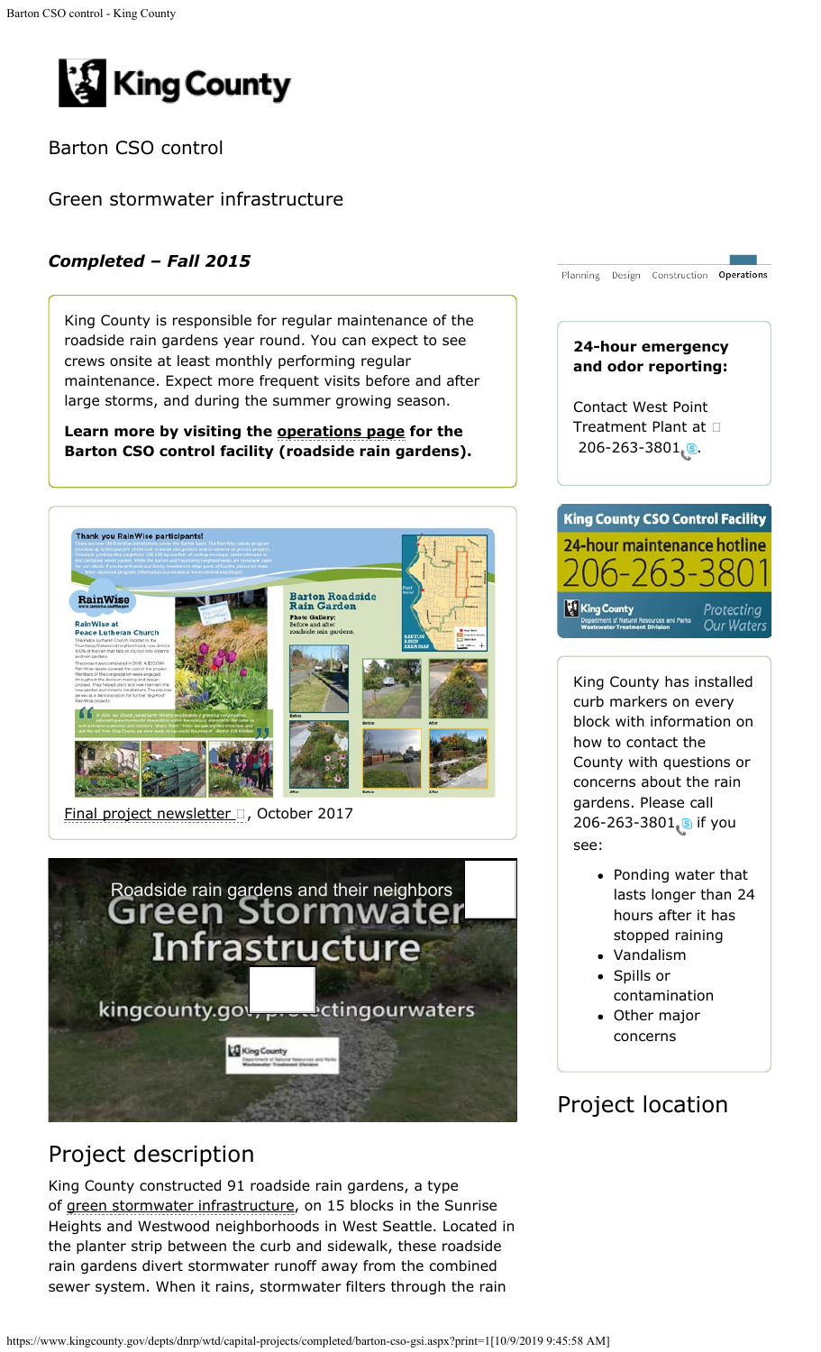# Barton CSO control

## Green stormwater infrastructure

***Completed – Fall 2015***

King County is responsible for regular maintenance of the roadside rain gardens year round. You can expect to see crews onsite at least monthly performing regular maintenance. Expect more frequent visits before and after large storms, and during the summer growing season.

**Learn more by visiting the operations page for the Barton CSO control facility (roadside rain gardens).**

Final project newsletter, October 2017

## Project description

King County constructed 91 roadside rain gardens, a type of green stormwater infrastructure, on 15 blocks in the Sunrise Heights and Westwood neighborhoods in West Seattle. Located in the planter strip between the curb and sidewalk, these roadside rain gardens divert stormwater runoff away from the combined sewer system. When it rains, stormwater filters through the rain

Planning Design Construction **Operations**

**24-hour emergency and odor reporting:**

Contact West Point Treatment Plant at 206-263-3801.

King County CSO Control Facility
24-hour maintenance hotline
206-263-3801

King County has installed curb markers on every block with information on how to contact the County with questions or concerns about the rain gardens. Please call 206-263-3801 if you see:

- Ponding water that lasts longer than 24 hours after it has stopped raining
- Vandalism
- Spills or contamination
- Other major concerns

## Project location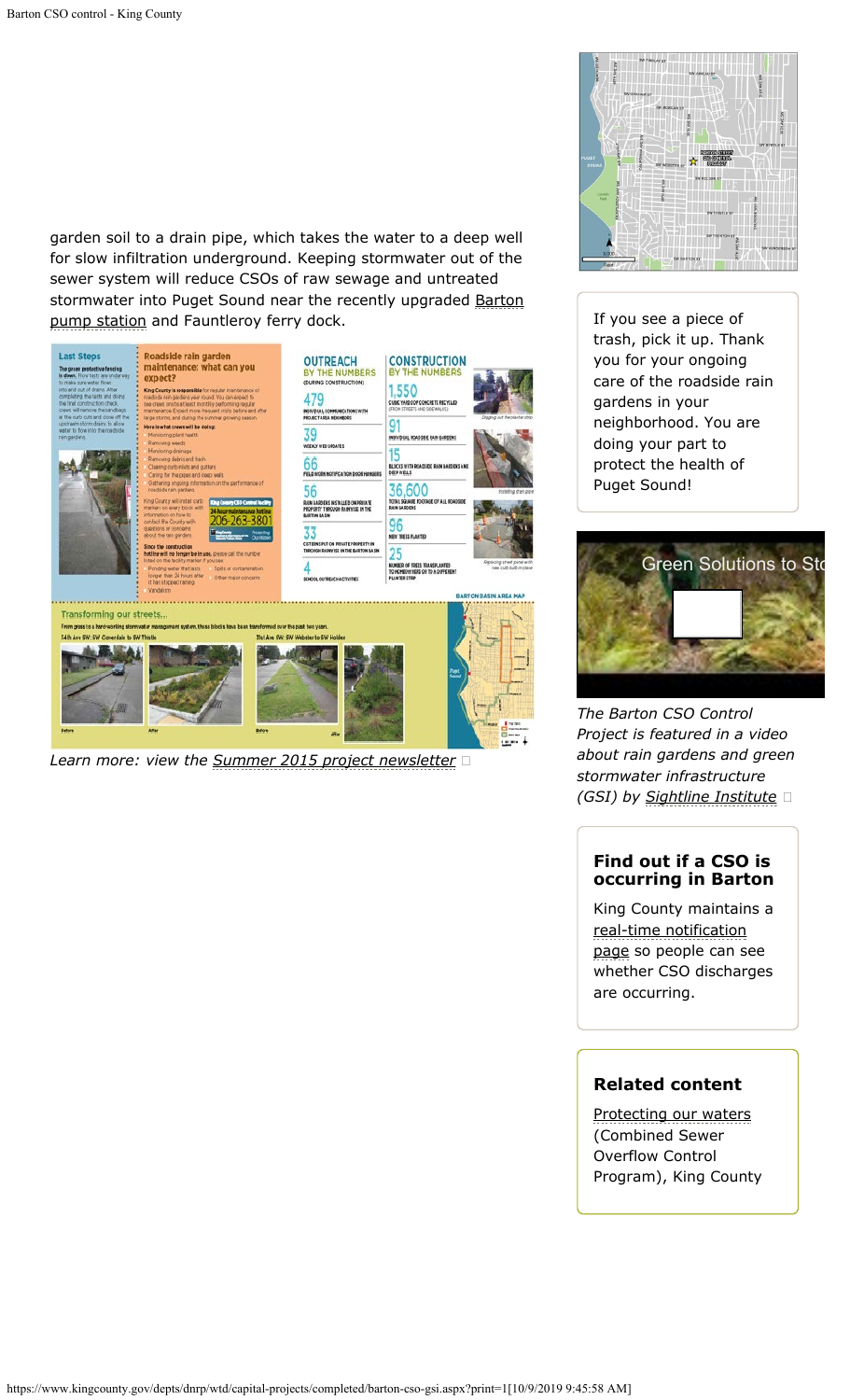garden soil to a drain pipe, which takes the water to a deep well for slow infiltration underground. Keeping stormwater out of the sewer system will reduce CSOs of raw sewage and untreated stormwater into Puget Sound near the recently upgraded Barton pump station and Fauntleroy ferry dock.

*Learn more: view the Summer 2015 project newsletter*

If you see a piece of trash, pick it up. Thank you for your ongoing care of the roadside rain gardens in your neighborhood. You are doing your part to protect the health of Puget Sound!

*The Barton CSO Control Project is featured in a video about rain gardens and green stormwater infrastructure (GSI) by Sightline Institute*

### Find out if a CSO is occurring in Barton

King County maintains a real-time notification page so people can see whether CSO discharges are occurring.

### Related content

Protecting our waters (Combined Sewer Overflow Program), King County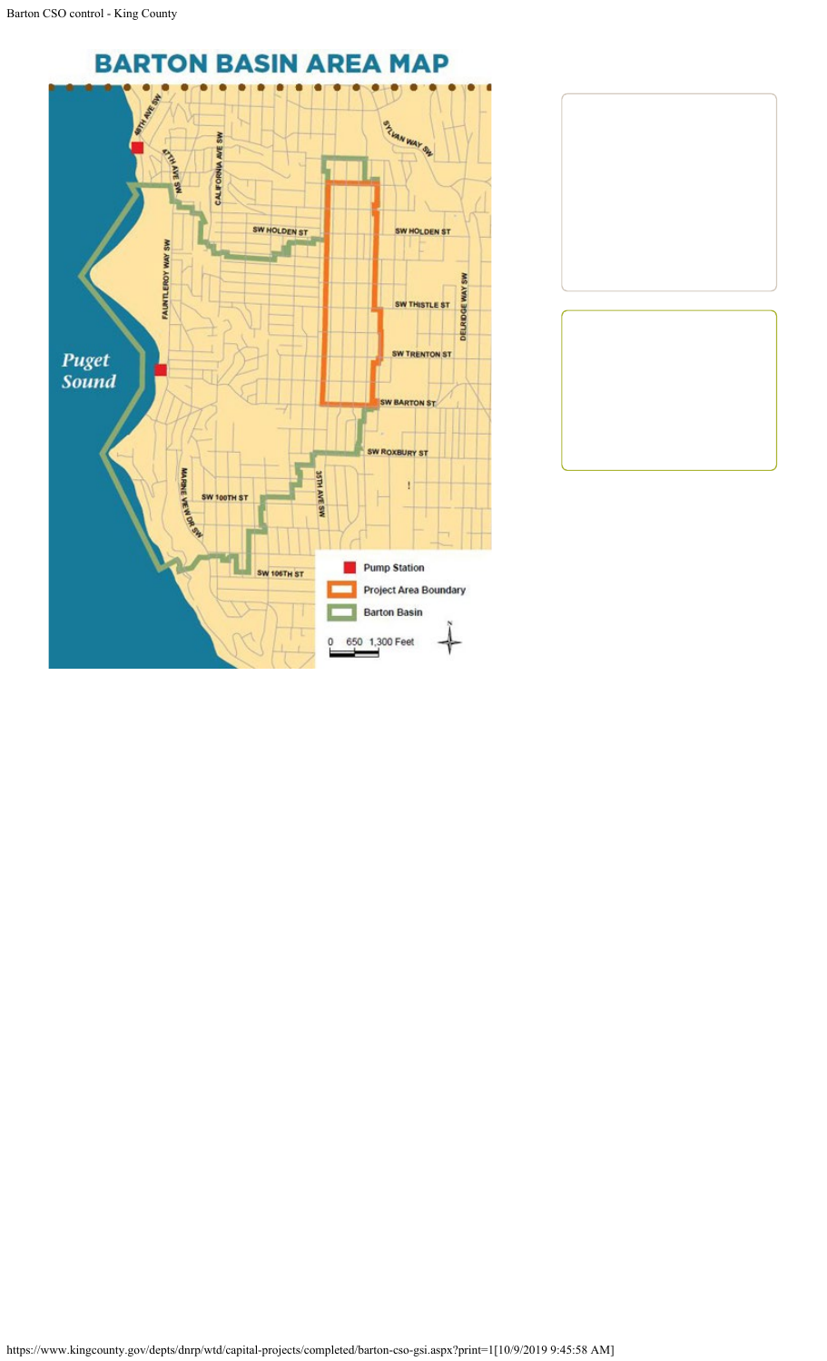# BARTON BASIN AREA MAP

Puget Sound

48TH AVE SW

47TH AVE SW

CALIFORNIA AVE SW

SYLVAN WAY SW

SW HOLDEN ST

SW HOLDEN ST

FAUNTLEROY WAY SW

SW THISTLE ST

DELRIDGE WAY SW

SW TRENTON ST

SW BARTON ST

SW ROXBURY ST

MARINE VIEW DR SW

SW 100TH ST

35TH AVE SW

SW 106TH ST

- Pump Station
- Project Area Boundary
- Barton Basin

0 650 1,300 Feet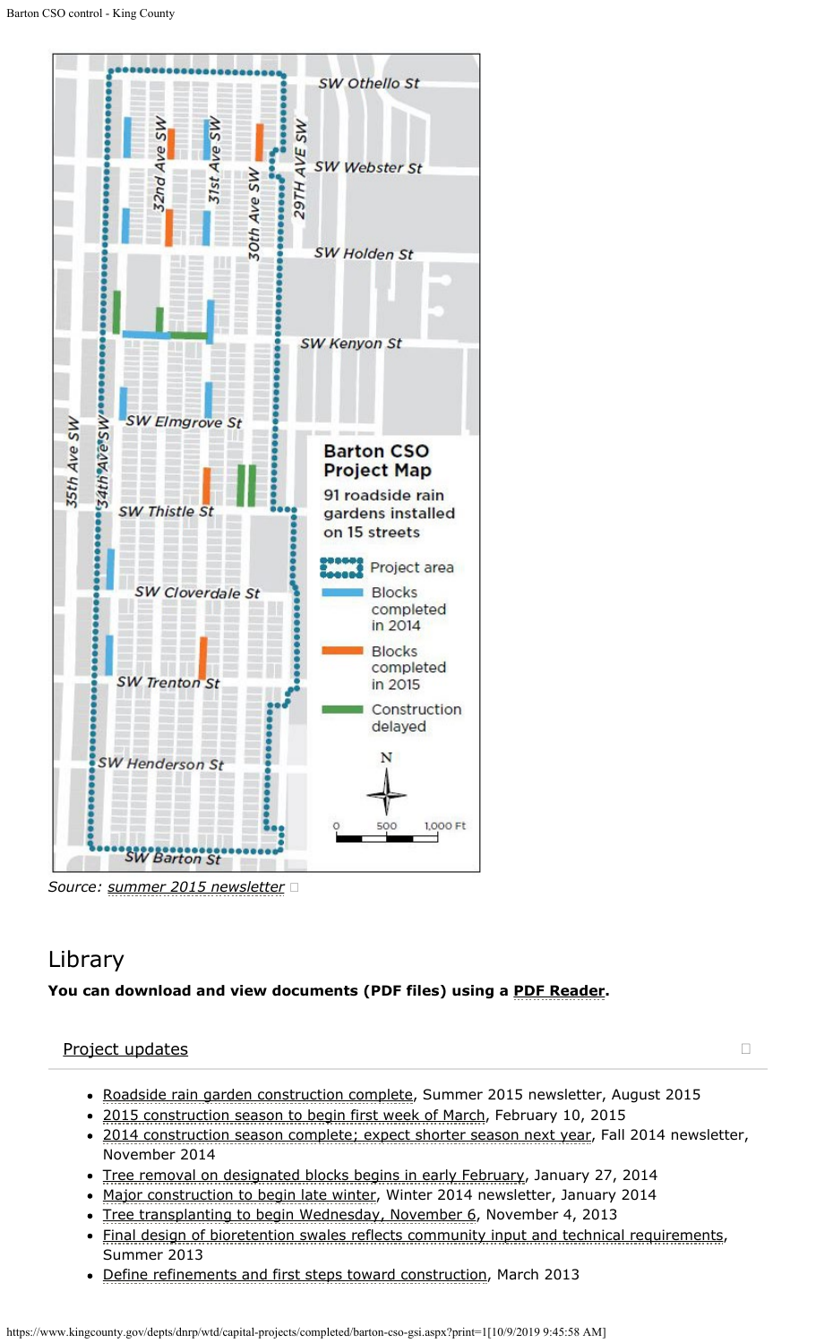Source: summer 2015 newsletter

## Library

**You can download and view documents (PDF files) using a PDF Reader.**

### Project updates

- Roadside rain garden construction complete, Summer 2015 newsletter, August 2015
- 2015 construction season to begin first week of March, February 10, 2015
- 2014 construction season complete; expect shorter season next year, Fall 2014 newsletter, November 2014
- Tree removal on designated blocks begins in early February, January 27, 2014
- Major construction to begin late winter, Winter 2014 newsletter, January 2014
- Tree transplanting to begin Wednesday, November 6, November 4, 2013
- Final design of bioretention swales reflects community input and technical requirements, Summer 2013
- Define refinements and first steps toward construction, March 2013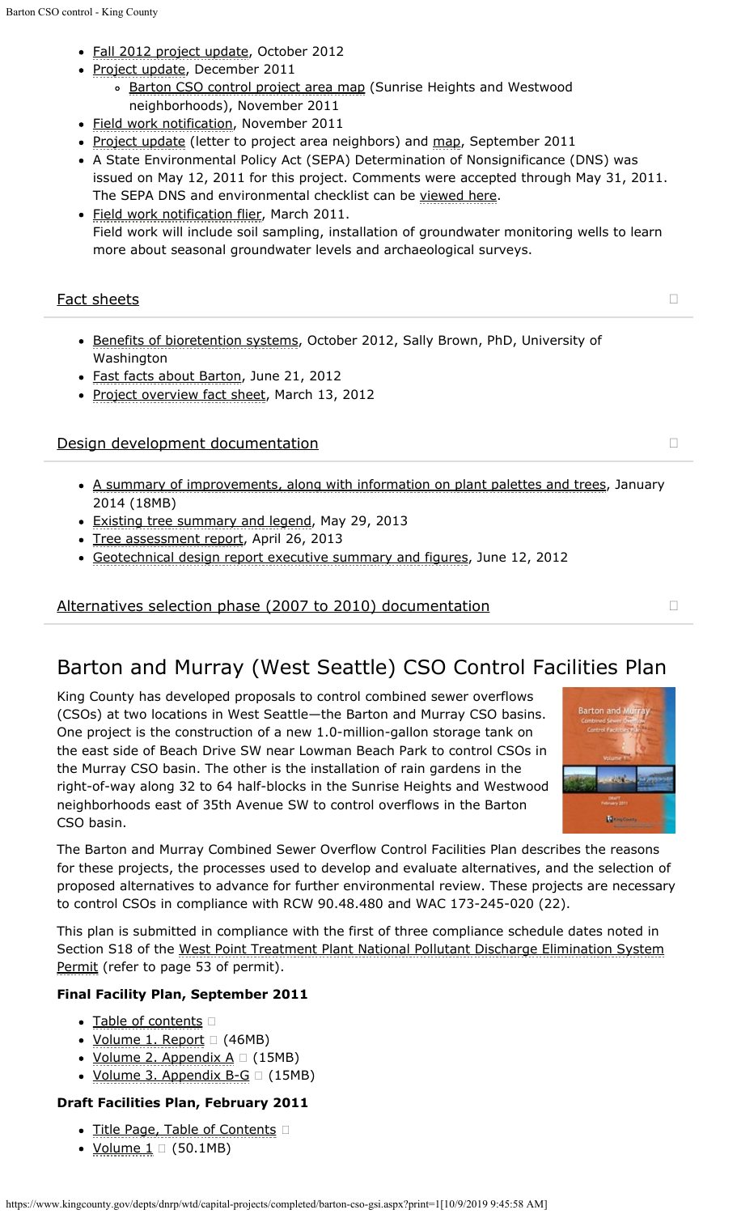- Fall 2012 project update, October 2012
- Project update, December 2011
  - Barton CSO control project area map (Sunrise Heights and Westwood neighborhoods), November 2011
- Field work notification, November 2011
- Project update (letter to project area neighbors) and map, September 2011
- A State Environmental Policy Act (SEPA) Determination of Nonsignificance (DNS) was issued on May 12, 2011 for this project. Comments were accepted through May 31, 2011. The SEPA DNS and environmental checklist can be viewed here.
- Field work notification flier, March 2011.
  Field work will include soil sampling, installation of groundwater monitoring wells to learn more about seasonal groundwater levels and archaeological surveys.

### Fact sheets

- Benefits of bioretention systems, October 2012, Sally Brown, PhD, University of Washington
- Fast facts about Barton, June 21, 2012
- Project overview fact sheet, March 13, 2012

### Design development documentation

- A summary of improvements, along with information on plant palettes and trees, January 2014 (18MB)
- Existing tree summary and legend, May 29, 2013
- Tree assessment report, April 26, 2013
- Geotechnical design report executive summary and figures, June 12, 2012

### Alternatives selection phase (2007 to 2010) documentation

## Barton and Murray (West Seattle) CSO Control Facilities Plan

King County has developed proposals to control combined sewer overflows (CSOs) at two locations in West Seattle—the Barton and Murray CSO basins. One project is the construction of a new 1.0-million-gallon storage tank on the east side of Beach Drive SW near Lowman Beach Park to control CSOs in the Murray CSO basin. The other is the installation of rain gardens in the right-of-way along 32 to 64 half-blocks in the Sunrise Heights and Westwood neighborhoods east of 35th Avenue SW to control overflows in the Barton CSO basin.

The Barton and Murray Combined Sewer Overflow Control Facilities Plan describes the reasons for these projects, the processes used to develop and evaluate alternatives, and the selection of proposed alternatives to advance for further environmental review. These projects are necessary to control CSOs in compliance with RCW 90.48.480 and WAC 173-245-020 (22).

This plan is submitted in compliance with the first of three compliance schedule dates noted in Section S18 of the West Point Treatment Plant National Pollutant Discharge Elimination System Permit (refer to page 53 of permit).

**Final Facility Plan, September 2011**

- Table of contents
- Volume 1. Report (46MB)
- Volume 2. Appendix A (15MB)
- Volume 3. Appendix B-G (15MB)

**Draft Facilities Plan, February 2011**

- Title Page, Table of Contents
- Volume 1 (50.1MB)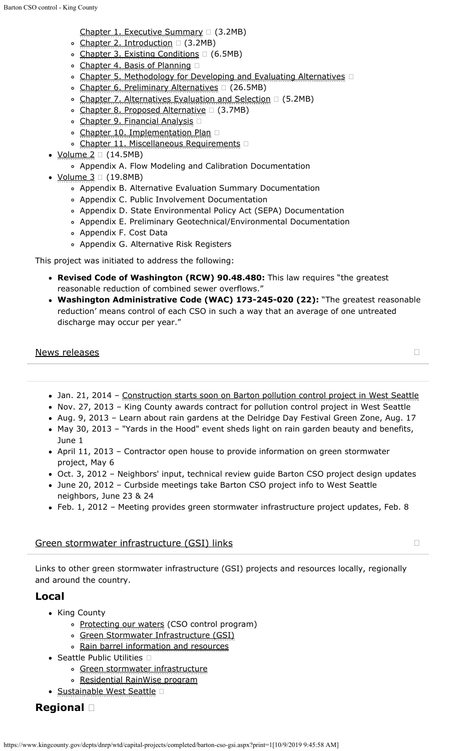- Chapter 1. Executive Summary (3.2MB)
    - Chapter 2. Introduction (3.2MB)
    - Chapter 3. Existing Conditions (6.5MB)
    - Chapter 4. Basis of Planning
    - Chapter 5. Methodology for Developing and Evaluating Alternatives
    - Chapter 6. Preliminary Alternatives (26.5MB)
    - Chapter 7. Alternatives Evaluation and Selection (5.2MB)
    - Chapter 8. Proposed Alternative (3.7MB)
    - Chapter 9. Financial Analysis
    - Chapter 10. Implementation Plan
    - Chapter 11. Miscellaneous Requirements
- Volume 2 (14.5MB)
    - Appendix A. Flow Modeling and Calibration Documentation
- Volume 3 (19.8MB)
    - Appendix B. Alternative Evaluation Summary Documentation
    - Appendix C. Public Involvement Documentation
    - Appendix D. State Environmental Policy Act (SEPA) Documentation
    - Appendix E. Preliminary Geotechnical/Environmental Documentation
    - Appendix F. Cost Data
    - Appendix G. Alternative Risk Registers

This project was initiated to address the following:

- **Revised Code of Washington (RCW) 90.48.480:** This law requires "the greatest reasonable reduction of combined sewer overflows."
- **Washington Administrative Code (WAC) 173-245-020 (22):** "The greatest reasonable reduction' means control of each CSO in such a way that an average of one untreated discharge may occur per year."

## News releases

- Jan. 21, 2014 – Construction starts soon on Barton pollution control project in West Seattle
- Nov. 27, 2013 – King County awards contract for pollution control project in West Seattle
- Aug. 9, 2013 – Learn about rain gardens at the Delridge Day Festival Green Zone, Aug. 17
- May 30, 2013 – "Yards in the Hood" event sheds light on rain garden beauty and benefits, June 1
- April 11, 2013 – Contractor open house to provide information on green stormwater project, May 6
- Oct. 3, 2012 – Neighbors' input, technical review guide Barton CSO project design updates
- June 20, 2012 – Curbside meetings take Barton CSO project info to West Seattle neighbors, June 23 & 24
- Feb. 1, 2012 – Meeting provides green stormwater infrastructure project updates, Feb. 8

## Green stormwater infrastructure (GSI) links

Links to other green stormwater infrastructure (GSI) projects and resources locally, regionally and around the country.

### Local

- King County
    - Protecting our waters (CSO control program)
    - Green Stormwater Infrastructure (GSI)
    - Rain barrel information and resources
- Seattle Public Utilities
    - Green stormwater infrastructure
    - Residential RainWise program
- Sustainable West Seattle

### Regional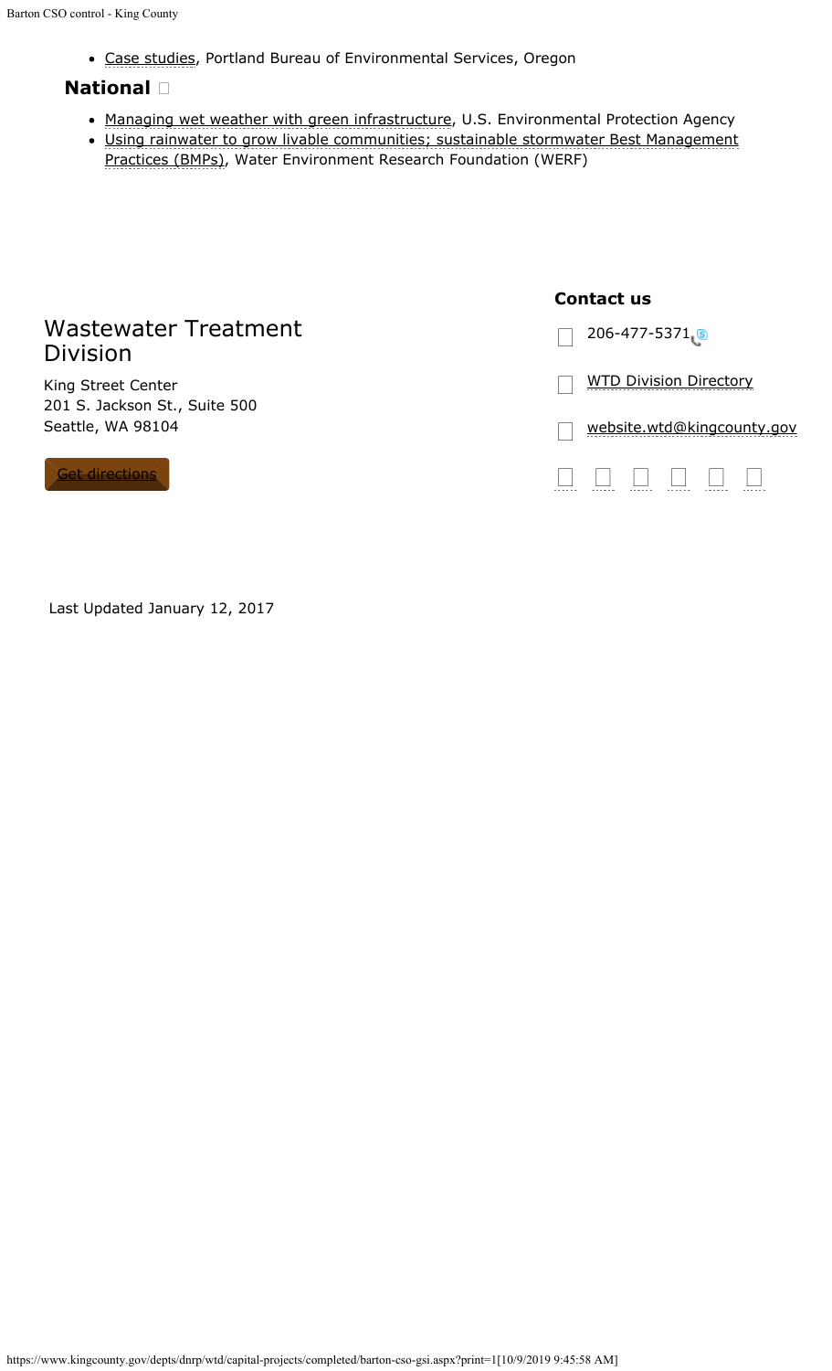- Case studies, Portland Bureau of Environmental Services, Oregon

### National

- Managing wet weather with green infrastructure, U.S. Environmental Protection Agency
- Using rainwater to grow livable communities; sustainable stormwater Best Management Practices (BMPs), Water Environment Research Foundation (WERF)

## Wastewater Treatment Division

King Street Center
201 S. Jackson St., Suite 500
Seattle, WA 98104

Get directions

**Contact us**

206-477-5371

WTD Division Directory

website.wtd@kingcounty.gov

Last Updated January 12, 2017